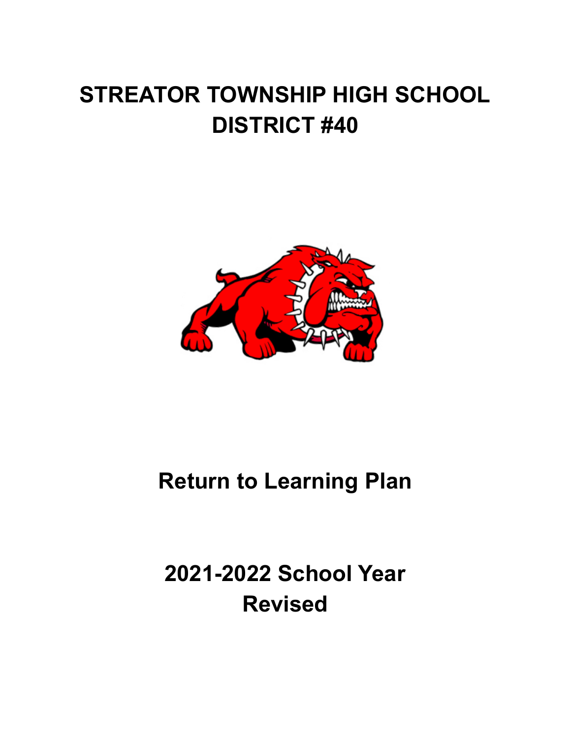# STREATOR TOWNSHIP HIGH SCHOOL DISTRICT #40

## Return to Learning Plan

## 2021-2022 School Year
## Revised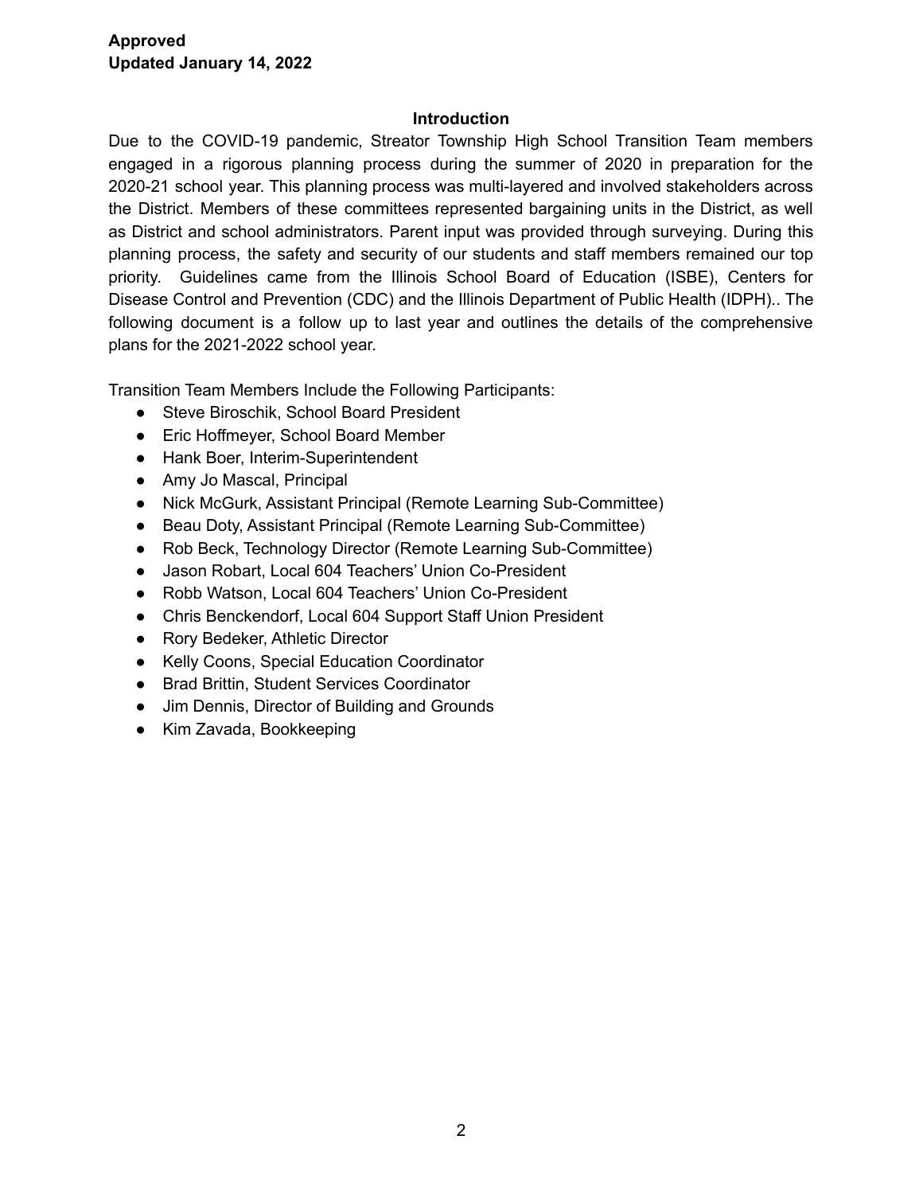**Approved**
**Updated January 14, 2022**

## Introduction

Due to the COVID-19 pandemic, Streator Township High School Transition Team members engaged in a rigorous planning process during the summer of 2020 in preparation for the 2020-21 school year. This planning process was multi-layered and involved stakeholders across the District. Members of these committees represented bargaining units in the District, as well as District and school administrators. Parent input was provided through surveying. During this planning process, the safety and security of our students and staff members remained our top priority. Guidelines came from the Illinois School Board of Education (ISBE), Centers for Disease Control and Prevention (CDC) and the Illinois Department of Public Health (IDPH).. The following document is a follow up to last year and outlines the details of the comprehensive plans for the 2021-2022 school year.

Transition Team Members Include the Following Participants:

- Steve Biroschik, School Board President
- Eric Hoffmeyer, School Board Member
- Hank Boer, Interim-Superintendent
- Amy Jo Mascal, Principal
- Nick McGurk, Assistant Principal (Remote Learning Sub-Committee)
- Beau Doty, Assistant Principal (Remote Learning Sub-Committee)
- Rob Beck, Technology Director (Remote Learning Sub-Committee)
- Jason Robart, Local 604 Teachers' Union Co-President
- Robb Watson, Local 604 Teachers' Union Co-President
- Chris Benckendorf, Local 604 Support Staff Union President
- Rory Bedeker, Athletic Director
- Kelly Coons, Special Education Coordinator
- Brad Brittin, Student Services Coordinator
- Jim Dennis, Director of Building and Grounds
- Kim Zavada, Bookkeeping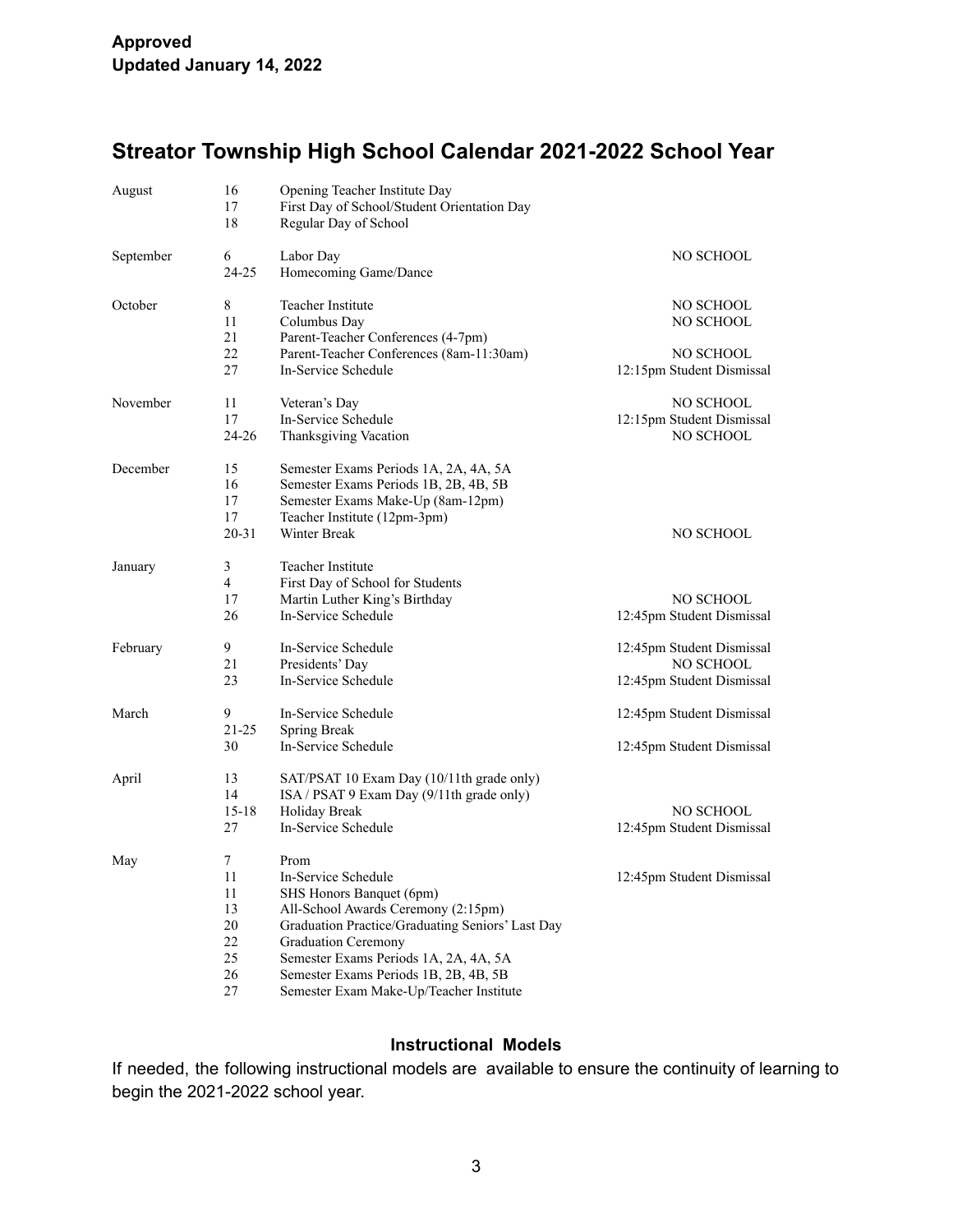**Approved**
**Updated January 14, 2022**

# Streator Township High School Calendar 2021-2022 School Year

| Month | Date | Event | Note |
|---|---|---|---|
| August | 16 | Opening Teacher Institute Day | |
| | 17 | First Day of School/Student Orientation Day | |
| | 18 | Regular Day of School | |
| September | 6 | Labor Day | NO SCHOOL |
| | 24-25 | Homecoming Game/Dance | |
| October | 8 | Teacher Institute | NO SCHOOL |
| | 11 | Columbus Day | NO SCHOOL |
| | 21 | Parent-Teacher Conferences (4-7pm) | |
| | 22 | Parent-Teacher Conferences (8am-11:30am) | NO SCHOOL |
| | 27 | In-Service Schedule | 12:15pm Student Dismissal |
| November | 11 | Veteran's Day | NO SCHOOL |
| | 17 | In-Service Schedule | 12:15pm Student Dismissal |
| | 24-26 | Thanksgiving Vacation | NO SCHOOL |
| December | 15 | Semester Exams Periods 1A, 2A, 4A, 5A | |
| | 16 | Semester Exams Periods 1B, 2B, 4B, 5B | |
| | 17 | Semester Exams Make-Up (8am-12pm) | |
| | 17 | Teacher Institute (12pm-3pm) | |
| | 20-31 | Winter Break | NO SCHOOL |
| January | 3 | Teacher Institute | |
| | 4 | First Day of School for Students | |
| | 17 | Martin Luther King's Birthday | NO SCHOOL |
| | 26 | In-Service Schedule | 12:45pm Student Dismissal |
| February | 9 | In-Service Schedule | 12:45pm Student Dismissal |
| | 21 | Presidents' Day | NO SCHOOL |
| | 23 | In-Service Schedule | 12:45pm Student Dismissal |
| March | 9 | In-Service Schedule | 12:45pm Student Dismissal |
| | 21-25 | Spring Break | |
| | 30 | In-Service Schedule | 12:45pm Student Dismissal |
| April | 13 | SAT/PSAT 10 Exam Day (10/11th grade only) | |
| | 14 | ISA / PSAT 9 Exam Day (9/11th grade only) | |
| | 15-18 | Holiday Break | NO SCHOOL |
| | 27 | In-Service Schedule | 12:45pm Student Dismissal |
| May | 7 | Prom | |
| | 11 | In-Service Schedule | 12:45pm Student Dismissal |
| | 11 | SHS Honors Banquet (6pm) | |
| | 13 | All-School Awards Ceremony (2:15pm) | |
| | 20 | Graduation Practice/Graduating Seniors' Last Day | |
| | 22 | Graduation Ceremony | |
| | 25 | Semester Exams Periods 1A, 2A, 4A, 5A | |
| | 26 | Semester Exams Periods 1B, 2B, 4B, 5B | |
| | 27 | Semester Exam Make-Up/Teacher Institute | |

### Instructional Models

If needed, the following instructional models are available to ensure the continuity of learning to begin the 2021-2022 school year.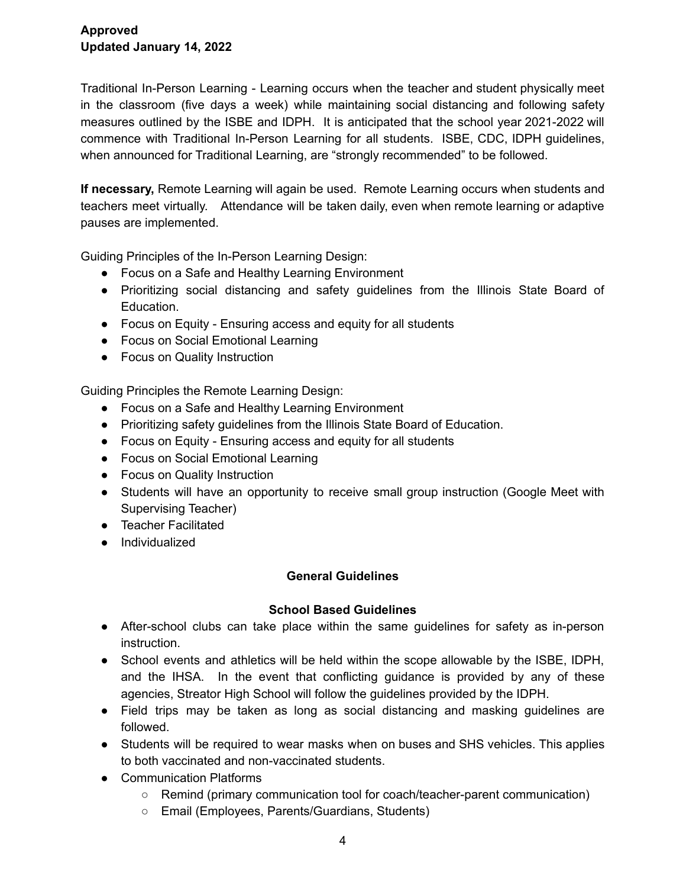**Approved**
**Updated January 14, 2022**

Traditional In-Person Learning - Learning occurs when the teacher and student physically meet in the classroom (five days a week) while maintaining social distancing and following safety measures outlined by the ISBE and IDPH. It is anticipated that the school year 2021-2022 will commence with Traditional In-Person Learning for all students. ISBE, CDC, IDPH guidelines, when announced for Traditional Learning, are "strongly recommended" to be followed.

**If necessary,** Remote Learning will again be used. Remote Learning occurs when students and teachers meet virtually. Attendance will be taken daily, even when remote learning or adaptive pauses are implemented.

Guiding Principles of the In-Person Learning Design:

- Focus on a Safe and Healthy Learning Environment
- Prioritizing social distancing and safety guidelines from the Illinois State Board of Education.
- Focus on Equity - Ensuring access and equity for all students
- Focus on Social Emotional Learning
- Focus on Quality Instruction

Guiding Principles the Remote Learning Design:

- Focus on a Safe and Healthy Learning Environment
- Prioritizing safety guidelines from the Illinois State Board of Education.
- Focus on Equity - Ensuring access and equity for all students
- Focus on Social Emotional Learning
- Focus on Quality Instruction
- Students will have an opportunity to receive small group instruction (Google Meet with Supervising Teacher)
- Teacher Facilitated
- Individualized

## General Guidelines

### School Based Guidelines

- After-school clubs can take place within the same guidelines for safety as in-person instruction.
- School events and athletics will be held within the scope allowable by the ISBE, IDPH, and the IHSA. In the event that conflicting guidance is provided by any of these agencies, Streator High School will follow the guidelines provided by the IDPH.
- Field trips may be taken as long as social distancing and masking guidelines are followed.
- Students will be required to wear masks when on buses and SHS vehicles. This applies to both vaccinated and non-vaccinated students.
- Communication Platforms
  - Remind (primary communication tool for coach/teacher-parent communication)
  - Email (Employees, Parents/Guardians, Students)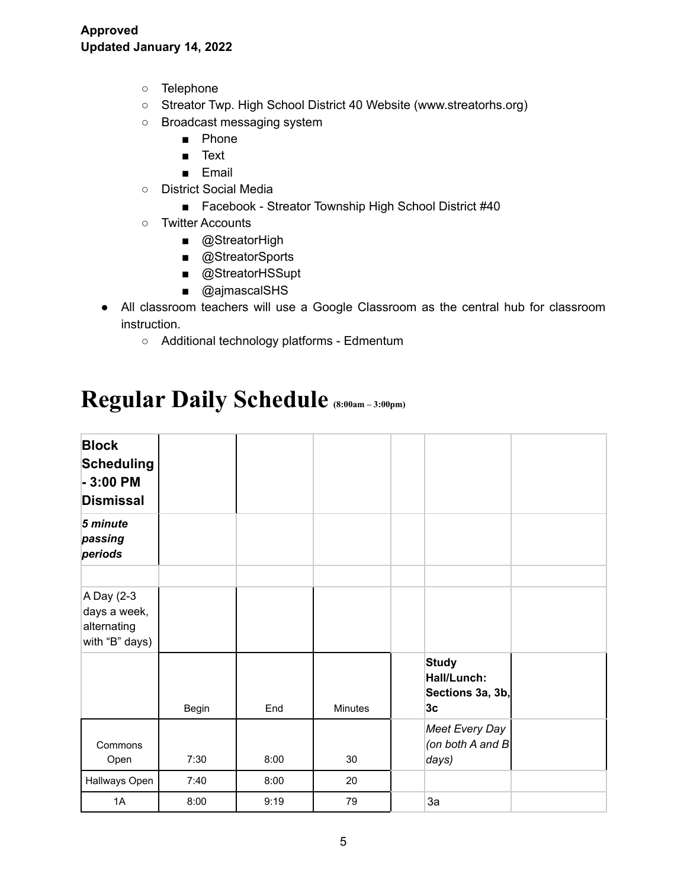**Approved**
**Updated January 14, 2022**

- Telephone
- Streator Twp. High School District 40 Website (www.streatorhs.org)
- Broadcast messaging system
  - Phone
  - Text
  - Email
- District Social Media
  - Facebook - Streator Township High School District #40
- Twitter Accounts
  - @StreatorHigh
  - @StreatorSports
  - @StreatorHSSupt
  - @ajmascalSHS

- All classroom teachers will use a Google Classroom as the central hub for classroom instruction.
  - Additional technology platforms - Edmentum

# Regular Daily Schedule (8:00am – 3:00pm)

| **Block Scheduling - 3:00 PM Dismissal** | | | | | | |
|---|---|---|---|---|---|---|
| ***5 minute passing periods*** | | | | | | |
| | | | | | | |
| A Day (2-3 days a week, alternating with "B" days) | | | | | | |
| | Begin | End | Minutes | | **Study Hall/Lunch: Sections 3a, 3b, 3c** | |
| Commons Open | 7:30 | 8:00 | 30 | | *Meet Every Day (on both A and B days)* | |
| Hallways Open | 7:40 | 8:00 | 20 | | | |
| 1A | 8:00 | 9:19 | 79 | | 3a | |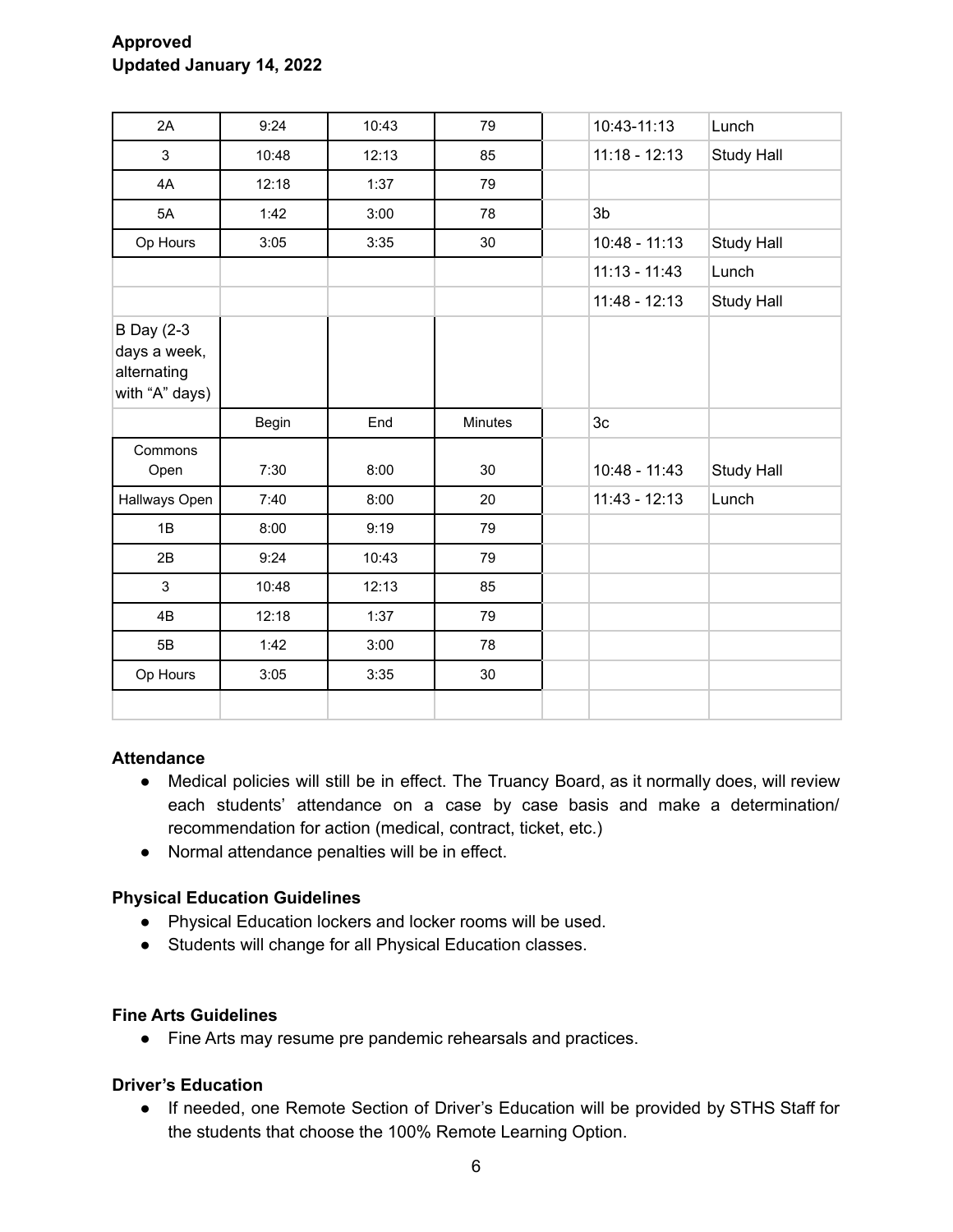**Approved**
**Updated January 14, 2022**

| 2A | 9:24 | 10:43 | 79 | | 10:43-11:13 | Lunch |
|---|---|---|---|---|---|---|
| 3 | 10:48 | 12:13 | 85 | | 11:18 - 12:13 | Study Hall |
| 4A | 12:18 | 1:37 | 79 | | | |
| 5A | 1:42 | 3:00 | 78 | | 3b | |
| Op Hours | 3:05 | 3:35 | 30 | | 10:48 - 11:13 | Study Hall |
| | | | | | 11:13 - 11:43 | Lunch |
| | | | | | 11:48 - 12:13 | Study Hall |
| B Day (2-3 days a week, alternating with "A" days) | | | | | | |
| | Begin | End | Minutes | | 3c | |
| Commons Open | 7:30 | 8:00 | 30 | | 10:48 - 11:43 | Study Hall |
| Hallways Open | 7:40 | 8:00 | 20 | | 11:43 - 12:13 | Lunch |
| 1B | 8:00 | 9:19 | 79 | | | |
| 2B | 9:24 | 10:43 | 79 | | | |
| 3 | 10:48 | 12:13 | 85 | | | |
| 4B | 12:18 | 1:37 | 79 | | | |
| 5B | 1:42 | 3:00 | 78 | | | |
| Op Hours | 3:05 | 3:35 | 30 | | | |
| | | | | | | |

**Attendance**

- Medical policies will still be in effect. The Truancy Board, as it normally does, will review each students' attendance on a case by case basis and make a determination/ recommendation for action (medical, contract, ticket, etc.)
- Normal attendance penalties will be in effect.

**Physical Education Guidelines**

- Physical Education lockers and locker rooms will be used.
- Students will change for all Physical Education classes.

**Fine Arts Guidelines**

- Fine Arts may resume pre pandemic rehearsals and practices.

**Driver's Education**

- If needed, one Remote Section of Driver's Education will be provided by STHS Staff for the students that choose the 100% Remote Learning Option.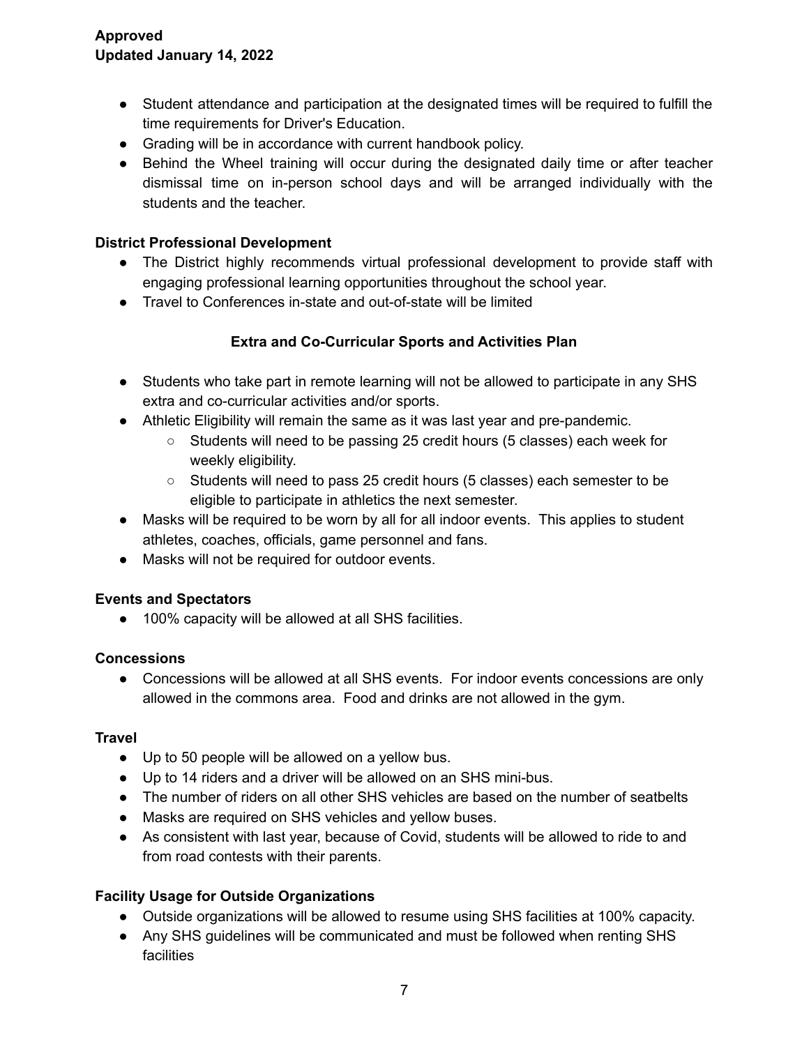- Student attendance and participation at the designated times will be required to fulfill the time requirements for Driver's Education.
- Grading will be in accordance with current handbook policy.
- Behind the Wheel training will occur during the designated daily time or after teacher dismissal time on in-person school days and will be arranged individually with the students and the teacher.

**District Professional Development**

- The District highly recommends virtual professional development to provide staff with engaging professional learning opportunities throughout the school year.
- Travel to Conferences in-state and out-of-state will be limited

## Extra and Co-Curricular Sports and Activities Plan

- Students who take part in remote learning will not be allowed to participate in any SHS extra and co-curricular activities and/or sports.
- Athletic Eligibility will remain the same as it was last year and pre-pandemic.
  - Students will need to be passing 25 credit hours (5 classes) each week for weekly eligibility.
  - Students will need to pass 25 credit hours (5 classes) each semester to be eligible to participate in athletics the next semester.
- Masks will be required to be worn by all for all indoor events. This applies to student athletes, coaches, officials, game personnel and fans.
- Masks will not be required for outdoor events.

**Events and Spectators**

- 100% capacity will be allowed at all SHS facilities.

**Concessions**

- Concessions will be allowed at all SHS events. For indoor events concessions are only allowed in the commons area. Food and drinks are not allowed in the gym.

**Travel**

- Up to 50 people will be allowed on a yellow bus.
- Up to 14 riders and a driver will be allowed on an SHS mini-bus.
- The number of riders on all other SHS vehicles are based on the number of seatbelts
- Masks are required on SHS vehicles and yellow buses.
- As consistent with last year, because of Covid, students will be allowed to ride to and from road contests with their parents.

**Facility Usage for Outside Organizations**

- Outside organizations will be allowed to resume using SHS facilities at 100% capacity.
- Any SHS guidelines will be communicated and must be followed when renting SHS facilities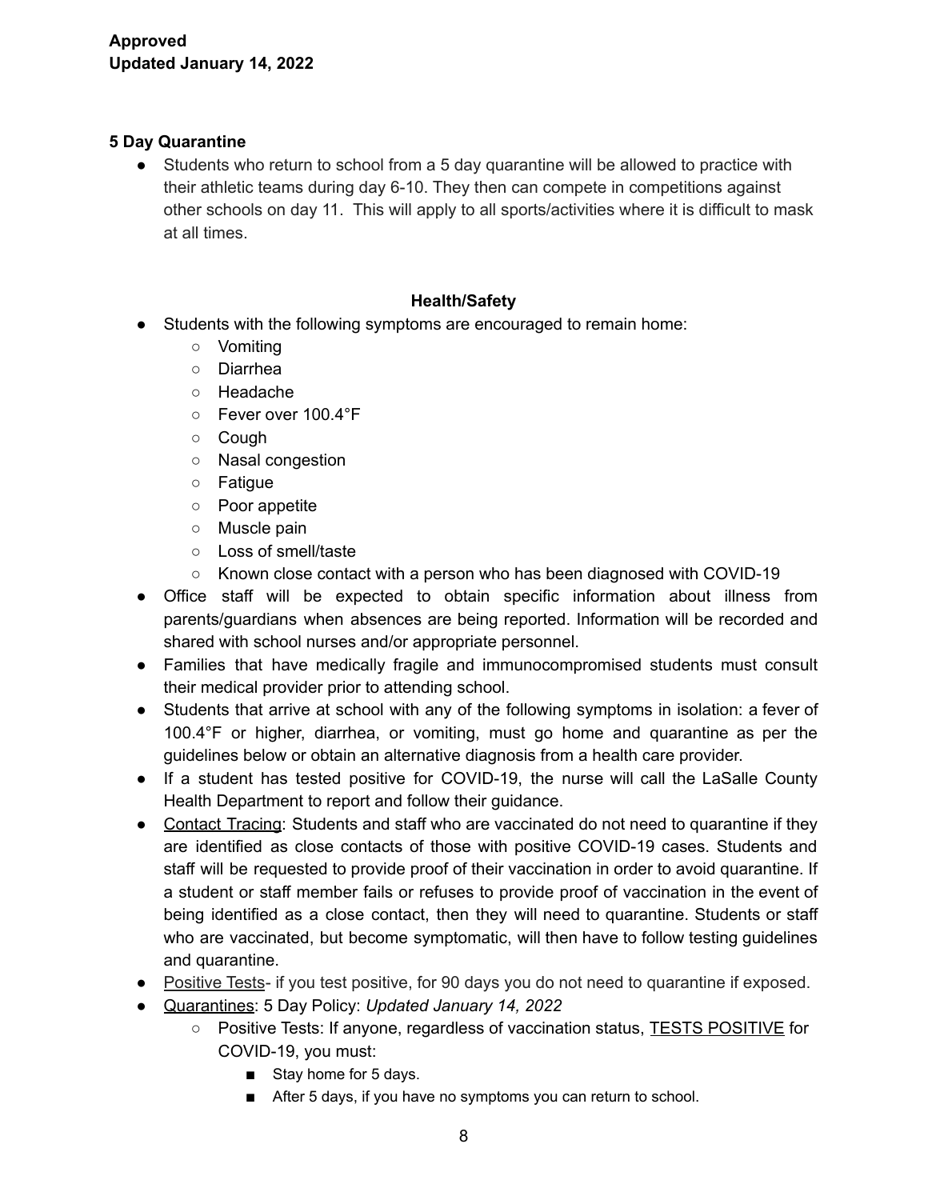**Approved**
**Updated January 14, 2022**

**5 Day Quarantine**

- Students who return to school from a 5 day quarantine will be allowed to practice with their athletic teams during day 6-10. They then can compete in competitions against other schools on day 11. This will apply to all sports/activities where it is difficult to mask at all times.

**Health/Safety**

- Students with the following symptoms are encouraged to remain home:
  - Vomiting
  - Diarrhea
  - Headache
  - Fever over 100.4°F
  - Cough
  - Nasal congestion
  - Fatigue
  - Poor appetite
  - Muscle pain
  - Loss of smell/taste
  - Known close contact with a person who has been diagnosed with COVID-19
- Office staff will be expected to obtain specific information about illness from parents/guardians when absences are being reported. Information will be recorded and shared with school nurses and/or appropriate personnel.
- Families that have medically fragile and immunocompromised students must consult their medical provider prior to attending school.
- Students that arrive at school with any of the following symptoms in isolation: a fever of 100.4°F or higher, diarrhea, or vomiting, must go home and quarantine as per the guidelines below or obtain an alternative diagnosis from a health care provider.
- If a student has tested positive for COVID-19, the nurse will call the LaSalle County Health Department to report and follow their guidance.
- Contact Tracing: Students and staff who are vaccinated do not need to quarantine if they are identified as close contacts of those with positive COVID-19 cases. Students and staff will be requested to provide proof of their vaccination in order to avoid quarantine. If a student or staff member fails or refuses to provide proof of vaccination in the event of being identified as a close contact, then they will need to quarantine. Students or staff who are vaccinated, but become symptomatic, will then have to follow testing guidelines and quarantine.
- Positive Tests- if you test positive, for 90 days you do not need to quarantine if exposed.
- Quarantines: 5 Day Policy: *Updated January 14, 2022*
  - Positive Tests: If anyone, regardless of vaccination status, TESTS POSITIVE for COVID-19, you must:
    - Stay home for 5 days.
    - After 5 days, if you have no symptoms you can return to school.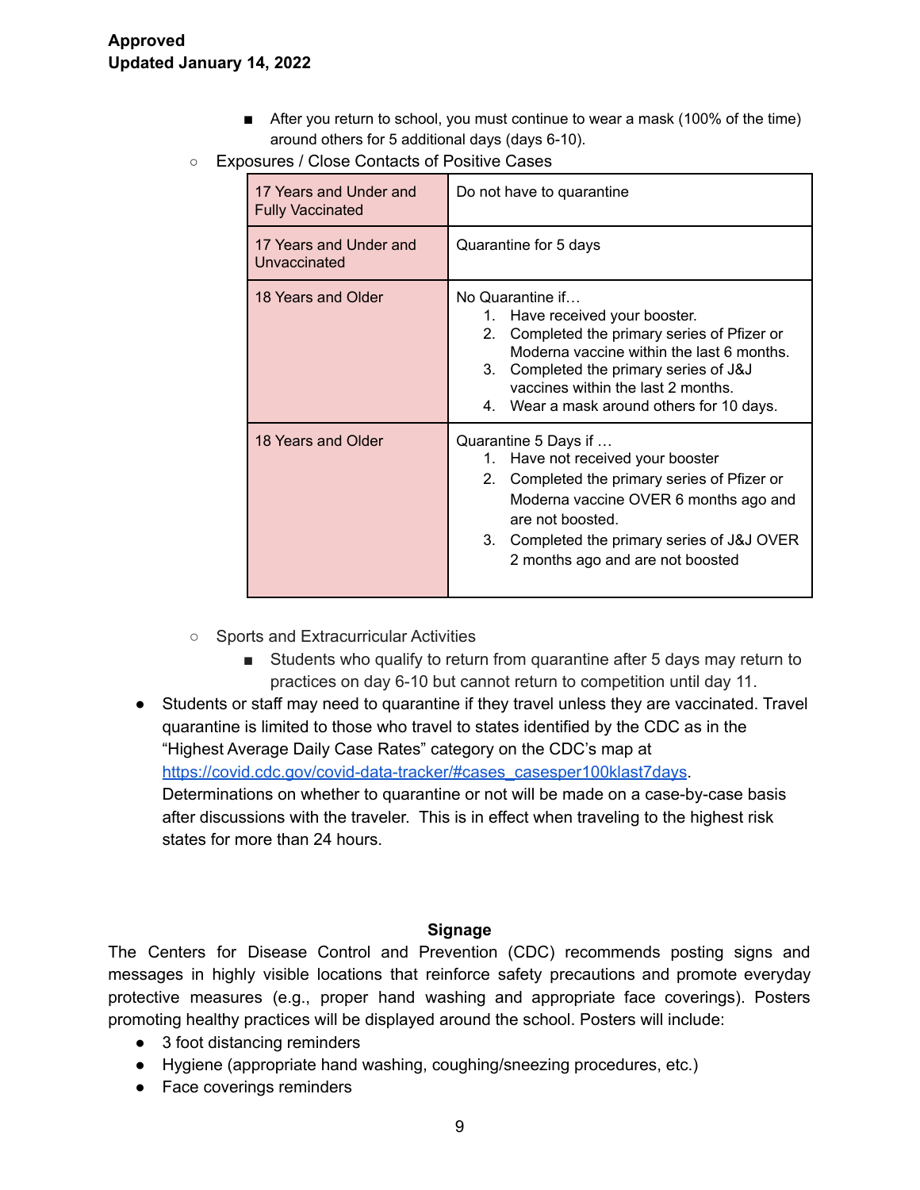**Approved**
**Updated January 14, 2022**

        - After you return to school, you must continue to wear a mask (100% of the time) around others for 5 additional days (days 6-10).
    - Exposures / Close Contacts of Positive Cases

| | |
|---|---|
| 17 Years and Under and Fully Vaccinated | Do not have to quarantine |
| 17 Years and Under and Unvaccinated | Quarantine for 5 days |
| 18 Years and Older | No Quarantine if… 1. Have received your booster. 2. Completed the primary series of Pfizer or Moderna vaccine within the last 6 months. 3. Completed the primary series of J&J vaccines within the last 2 months. 4. Wear a mask around others for 10 days. |
| 18 Years and Older | Quarantine 5 Days if … 1. Have not received your booster 2. Completed the primary series of Pfizer or Moderna vaccine OVER 6 months ago and are not boosted. 3. Completed the primary series of J&J OVER 2 months ago and are not boosted |

    - Sports and Extracurricular Activities
        - Students who qualify to return from quarantine after 5 days may return to practices on day 6-10 but cannot return to competition until day 11.
- Students or staff may need to quarantine if they travel unless they are vaccinated. Travel quarantine is limited to those who travel to states identified by the CDC as in the "Highest Average Daily Case Rates" category on the CDC's map at https://covid.cdc.gov/covid-data-tracker/#cases_casesper100klast7days. Determinations on whether to quarantine or not will be made on a case-by-case basis after discussions with the traveler. This is in effect when traveling to the highest risk states for more than 24 hours.

## Signage

The Centers for Disease Control and Prevention (CDC) recommends posting signs and messages in highly visible locations that reinforce safety precautions and promote everyday protective measures (e.g., proper hand washing and appropriate face coverings). Posters promoting healthy practices will be displayed around the school. Posters will include:

- 3 foot distancing reminders
- Hygiene (appropriate hand washing, coughing/sneezing procedures, etc.)
- Face coverings reminders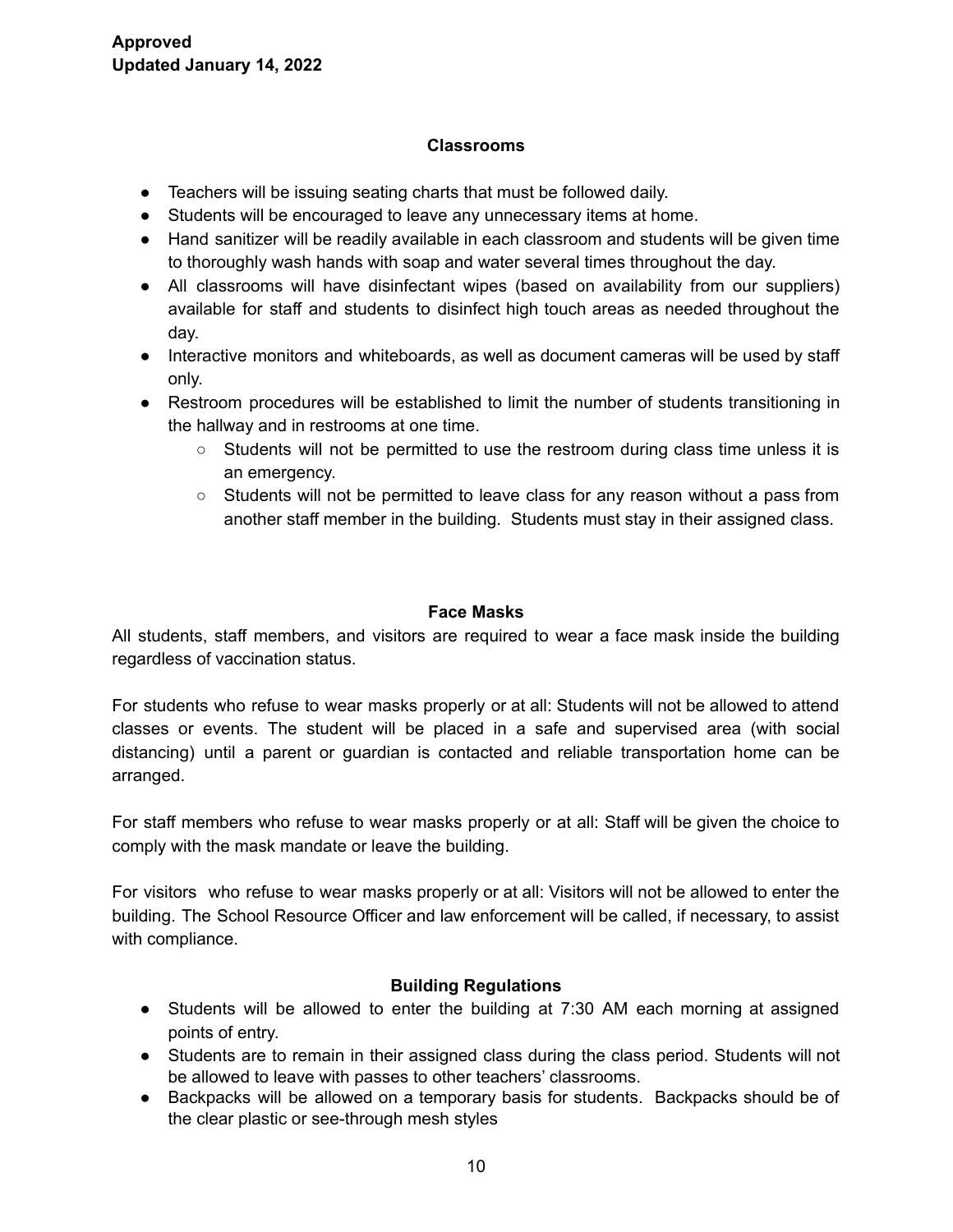**Approved**
**Updated January 14, 2022**

## Classrooms

- Teachers will be issuing seating charts that must be followed daily.
- Students will be encouraged to leave any unnecessary items at home.
- Hand sanitizer will be readily available in each classroom and students will be given time to thoroughly wash hands with soap and water several times throughout the day.
- All classrooms will have disinfectant wipes (based on availability from our suppliers) available for staff and students to disinfect high touch areas as needed throughout the day.
- Interactive monitors and whiteboards, as well as document cameras will be used by staff only.
- Restroom procedures will be established to limit the number of students transitioning in the hallway and in restrooms at one time.
    - Students will not be permitted to use the restroom during class time unless it is an emergency.
    - Students will not be permitted to leave class for any reason without a pass from another staff member in the building. Students must stay in their assigned class.

## Face Masks

All students, staff members, and visitors are required to wear a face mask inside the building regardless of vaccination status.

For students who refuse to wear masks properly or at all: Students will not be allowed to attend classes or events. The student will be placed in a safe and supervised area (with social distancing) until a parent or guardian is contacted and reliable transportation home can be arranged.

For staff members who refuse to wear masks properly or at all: Staff will be given the choice to comply with the mask mandate or leave the building.

For visitors who refuse to wear masks properly or at all: Visitors will not be allowed to enter the building. The School Resource Officer and law enforcement will be called, if necessary, to assist with compliance.

## Building Regulations

- Students will be allowed to enter the building at 7:30 AM each morning at assigned points of entry.
- Students are to remain in their assigned class during the class period. Students will not be allowed to leave with passes to other teachers' classrooms.
- Backpacks will be allowed on a temporary basis for students. Backpacks should be of the clear plastic or see-through mesh styles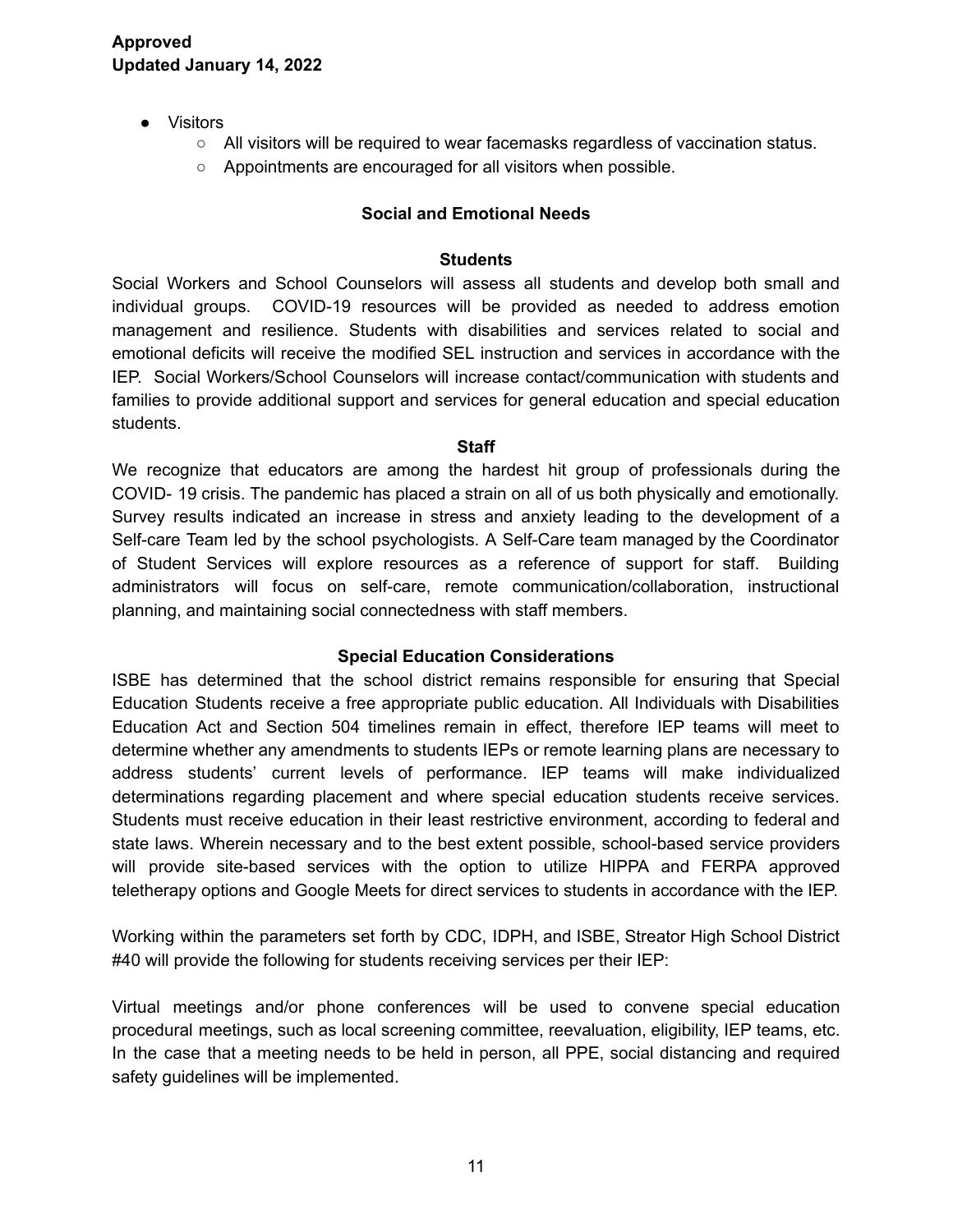- Visitors
  - All visitors will be required to wear facemasks regardless of vaccination status.
  - Appointments are encouraged for all visitors when possible.

## Social and Emotional Needs

### Students

Social Workers and School Counselors will assess all students and develop both small and individual groups. COVID-19 resources will be provided as needed to address emotion management and resilience. Students with disabilities and services related to social and emotional deficits will receive the modified SEL instruction and services in accordance with the IEP. Social Workers/School Counselors will increase contact/communication with students and families to provide additional support and services for general education and special education students.

### Staff

We recognize that educators are among the hardest hit group of professionals during the COVID- 19 crisis. The pandemic has placed a strain on all of us both physically and emotionally. Survey results indicated an increase in stress and anxiety leading to the development of a Self-care Team led by the school psychologists. A Self-Care team managed by the Coordinator of Student Services will explore resources as a reference of support for staff. Building administrators will focus on self-care, remote communication/collaboration, instructional planning, and maintaining social connectedness with staff members.

## Special Education Considerations

ISBE has determined that the school district remains responsible for ensuring that Special Education Students receive a free appropriate public education. All Individuals with Disabilities Education Act and Section 504 timelines remain in effect, therefore IEP teams will meet to determine whether any amendments to students IEPs or remote learning plans are necessary to address students' current levels of performance. IEP teams will make individualized determinations regarding placement and where special education students receive services. Students must receive education in their least restrictive environment, according to federal and state laws. Wherein necessary and to the best extent possible, school-based service providers will provide site-based services with the option to utilize HIPPA and FERPA approved teletherapy options and Google Meets for direct services to students in accordance with the IEP.

Working within the parameters set forth by CDC, IDPH, and ISBE, Streator High School District #40 will provide the following for students receiving services per their IEP:

Virtual meetings and/or phone conferences will be used to convene special education procedural meetings, such as local screening committee, reevaluation, eligibility, IEP teams, etc. In the case that a meeting needs to be held in person, all PPE, social distancing and required safety guidelines will be implemented.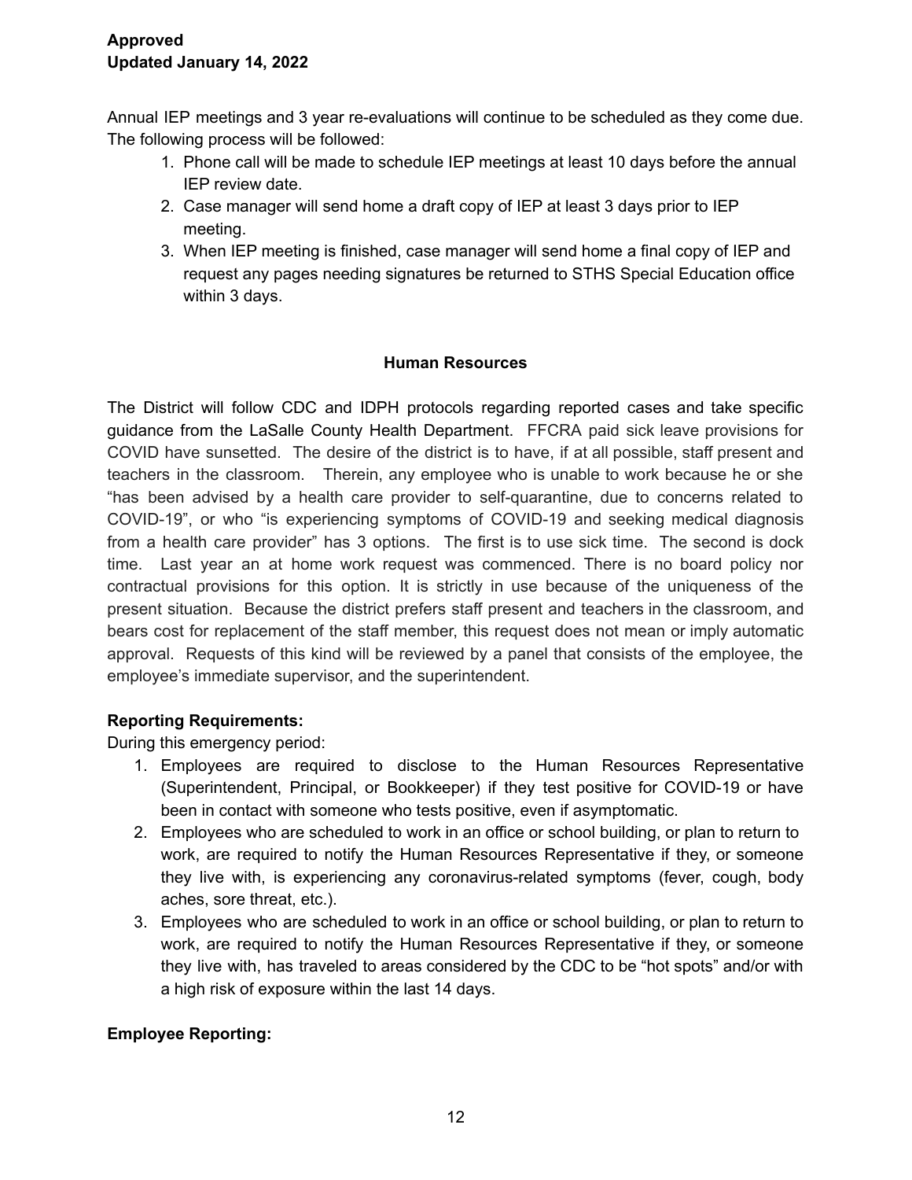**Approved**
**Updated January 14, 2022**

Annual IEP meetings and 3 year re-evaluations will continue to be scheduled as they come due. The following process will be followed:

1. Phone call will be made to schedule IEP meetings at least 10 days before the annual IEP review date.
2. Case manager will send home a draft copy of IEP at least 3 days prior to IEP meeting.
3. When IEP meeting is finished, case manager will send home a final copy of IEP and request any pages needing signatures be returned to STHS Special Education office within 3 days.

## Human Resources

The District will follow CDC and IDPH protocols regarding reported cases and take specific guidance from the LaSalle County Health Department. FFCRA paid sick leave provisions for COVID have sunsetted. The desire of the district is to have, if at all possible, staff present and teachers in the classroom. Therein, any employee who is unable to work because he or she "has been advised by a health care provider to self-quarantine, due to concerns related to COVID-19", or who "is experiencing symptoms of COVID-19 and seeking medical diagnosis from a health care provider" has 3 options. The first is to use sick time. The second is dock time. Last year an at home work request was commenced. There is no board policy nor contractual provisions for this option. It is strictly in use because of the uniqueness of the present situation. Because the district prefers staff present and teachers in the classroom, and bears cost for replacement of the staff member, this request does not mean or imply automatic approval. Requests of this kind will be reviewed by a panel that consists of the employee, the employee's immediate supervisor, and the superintendent.

**Reporting Requirements:**

During this emergency period:

1. Employees are required to disclose to the Human Resources Representative (Superintendent, Principal, or Bookkeeper) if they test positive for COVID-19 or have been in contact with someone who tests positive, even if asymptomatic.
2. Employees who are scheduled to work in an office or school building, or plan to return to work, are required to notify the Human Resources Representative if they, or someone they live with, is experiencing any coronavirus-related symptoms (fever, cough, body aches, sore threat, etc.).
3. Employees who are scheduled to work in an office or school building, or plan to return to work, are required to notify the Human Resources Representative if they, or someone they live with, has traveled to areas considered by the CDC to be "hot spots" and/or with a high risk of exposure within the last 14 days.

**Employee Reporting:**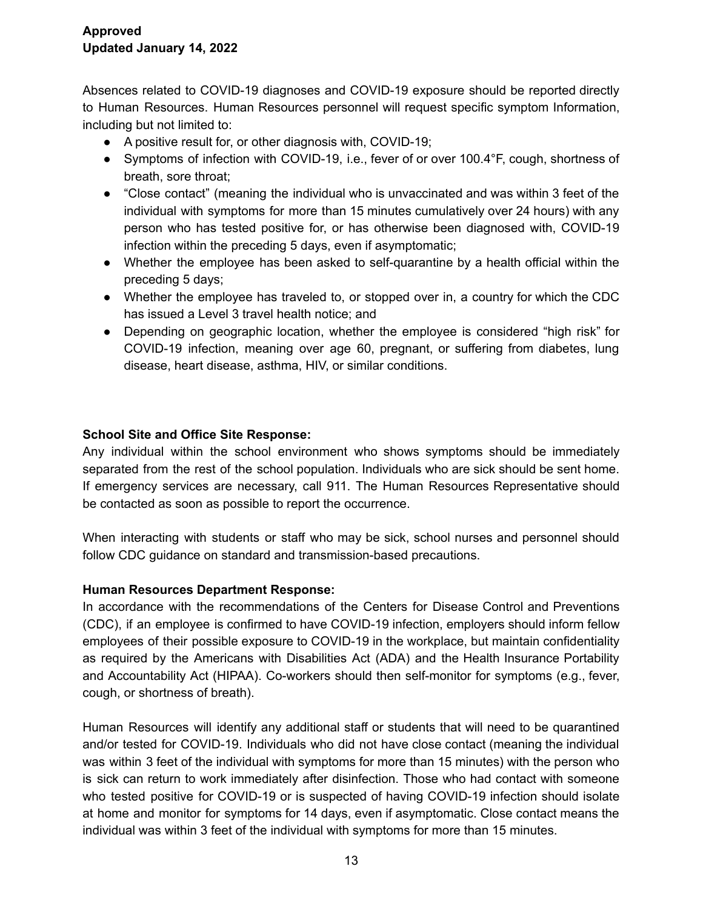**Approved**
**Updated January 14, 2022**

Absences related to COVID-19 diagnoses and COVID-19 exposure should be reported directly to Human Resources. Human Resources personnel will request specific symptom Information, including but not limited to:

- A positive result for, or other diagnosis with, COVID-19;
- Symptoms of infection with COVID-19, i.e., fever of or over 100.4°F, cough, shortness of breath, sore throat;
- "Close contact" (meaning the individual who is unvaccinated and was within 3 feet of the individual with symptoms for more than 15 minutes cumulatively over 24 hours) with any person who has tested positive for, or has otherwise been diagnosed with, COVID-19 infection within the preceding 5 days, even if asymptomatic;
- Whether the employee has been asked to self-quarantine by a health official within the preceding 5 days;
- Whether the employee has traveled to, or stopped over in, a country for which the CDC has issued a Level 3 travel health notice; and
- Depending on geographic location, whether the employee is considered "high risk" for COVID-19 infection, meaning over age 60, pregnant, or suffering from diabetes, lung disease, heart disease, asthma, HIV, or similar conditions.

**School Site and Office Site Response:**
Any individual within the school environment who shows symptoms should be immediately separated from the rest of the school population. Individuals who are sick should be sent home. If emergency services are necessary, call 911. The Human Resources Representative should be contacted as soon as possible to report the occurrence.

When interacting with students or staff who may be sick, school nurses and personnel should follow CDC guidance on standard and transmission-based precautions.

**Human Resources Department Response:**
In accordance with the recommendations of the Centers for Disease Control and Preventions (CDC), if an employee is confirmed to have COVID-19 infection, employers should inform fellow employees of their possible exposure to COVID-19 in the workplace, but maintain confidentiality as required by the Americans with Disabilities Act (ADA) and the Health Insurance Portability and Accountability Act (HIPAA). Co-workers should then self-monitor for symptoms (e.g., fever, cough, or shortness of breath).

Human Resources will identify any additional staff or students that will need to be quarantined and/or tested for COVID-19. Individuals who did not have close contact (meaning the individual was within 3 feet of the individual with symptoms for more than 15 minutes) with the person who is sick can return to work immediately after disinfection. Those who had contact with someone who tested positive for COVID-19 or is suspected of having COVID-19 infection should isolate at home and monitor for symptoms for 14 days, even if asymptomatic. Close contact means the individual was within 3 feet of the individual with symptoms for more than 15 minutes.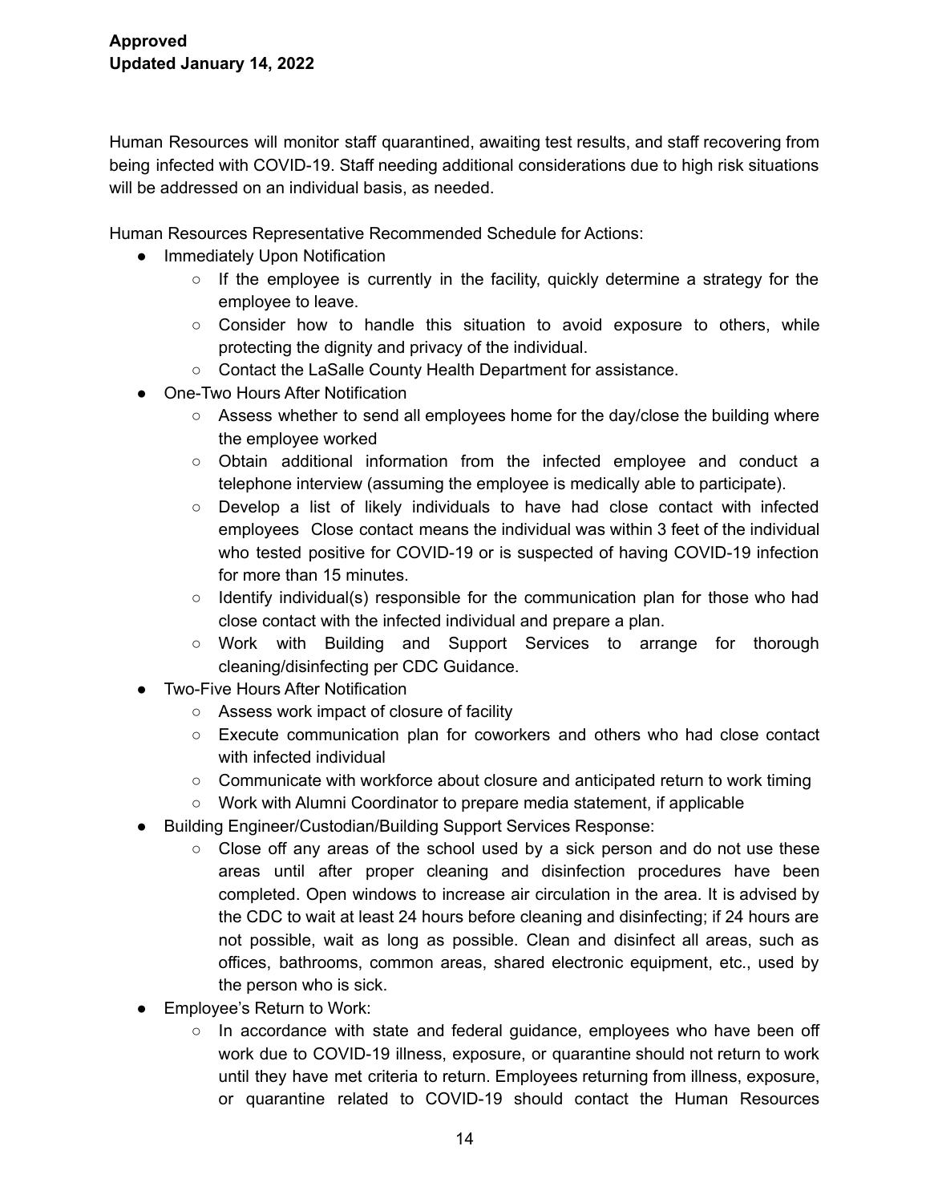Human Resources will monitor staff quarantined, awaiting test results, and staff recovering from being infected with COVID-19. Staff needing additional considerations due to high risk situations will be addressed on an individual basis, as needed.

Human Resources Representative Recommended Schedule for Actions:

- Immediately Upon Notification
    - If the employee is currently in the facility, quickly determine a strategy for the employee to leave.
    - Consider how to handle this situation to avoid exposure to others, while protecting the dignity and privacy of the individual.
    - Contact the LaSalle County Health Department for assistance.
- One-Two Hours After Notification
    - Assess whether to send all employees home for the day/close the building where the employee worked
    - Obtain additional information from the infected employee and conduct a telephone interview (assuming the employee is medically able to participate).
    - Develop a list of likely individuals to have had close contact with infected employees Close contact means the individual was within 3 feet of the individual who tested positive for COVID-19 or is suspected of having COVID-19 infection for more than 15 minutes.
    - Identify individual(s) responsible for the communication plan for those who had close contact with the infected individual and prepare a plan.
    - Work with Building and Support Services to arrange for thorough cleaning/disinfecting per CDC Guidance.
- Two-Five Hours After Notification
    - Assess work impact of closure of facility
    - Execute communication plan for coworkers and others who had close contact with infected individual
    - Communicate with workforce about closure and anticipated return to work timing
    - Work with Alumni Coordinator to prepare media statement, if applicable
- Building Engineer/Custodian/Building Support Services Response:
    - Close off any areas of the school used by a sick person and do not use these areas until after proper cleaning and disinfection procedures have been completed. Open windows to increase air circulation in the area. It is advised by the CDC to wait at least 24 hours before cleaning and disinfecting; if 24 hours are not possible, wait as long as possible. Clean and disinfect all areas, such as offices, bathrooms, common areas, shared electronic equipment, etc., used by the person who is sick.
- Employee's Return to Work:
    - In accordance with state and federal guidance, employees who have been off work due to COVID-19 illness, exposure, or quarantine should not return to work until they have met criteria to return. Employees returning from illness, exposure, or quarantine related to COVID-19 should contact the Human Resources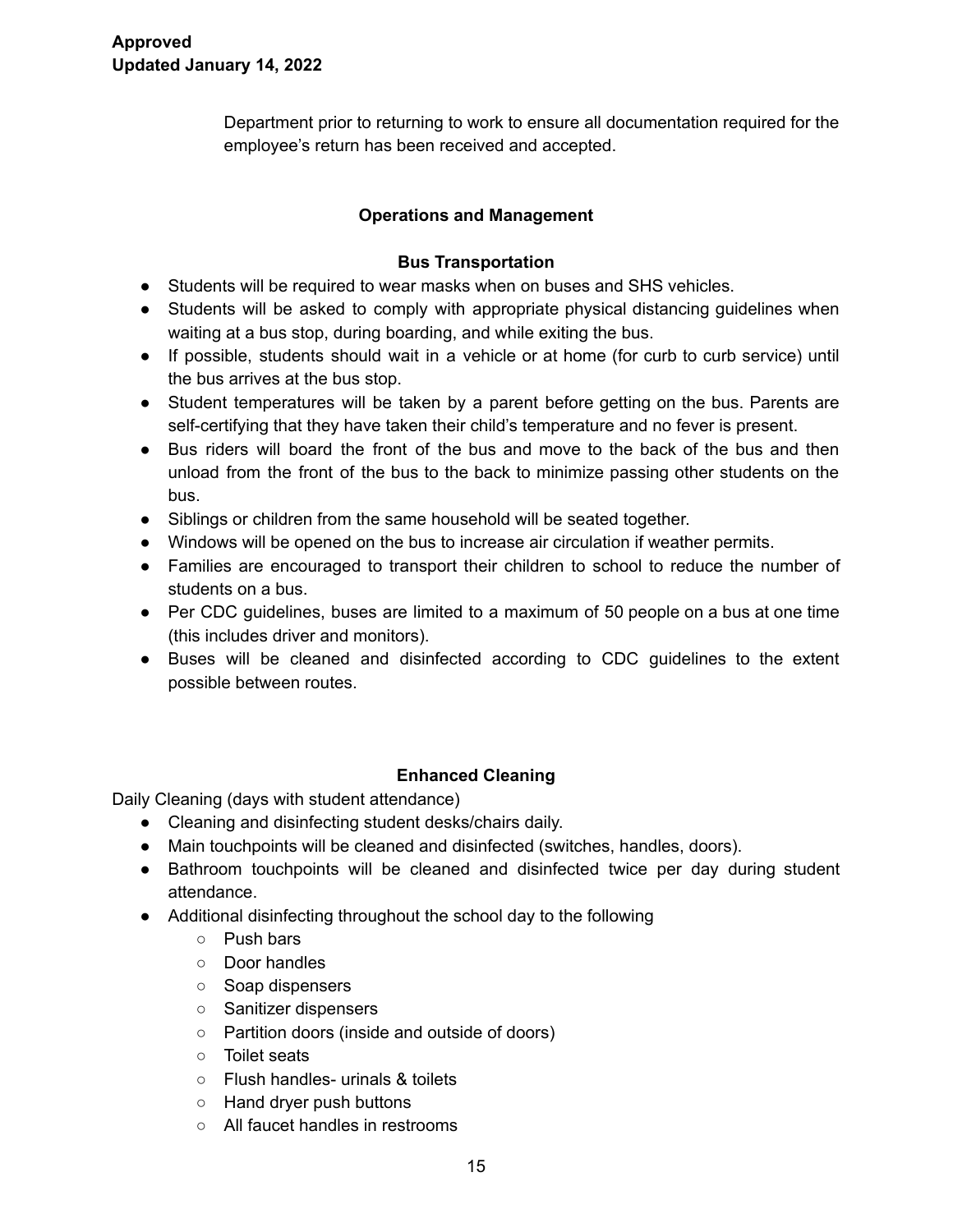Department prior to returning to work to ensure all documentation required for the employee's return has been received and accepted.

## Operations and Management

### Bus Transportation

- Students will be required to wear masks when on buses and SHS vehicles.
- Students will be asked to comply with appropriate physical distancing guidelines when waiting at a bus stop, during boarding, and while exiting the bus.
- If possible, students should wait in a vehicle or at home (for curb to curb service) until the bus arrives at the bus stop.
- Student temperatures will be taken by a parent before getting on the bus. Parents are self-certifying that they have taken their child's temperature and no fever is present.
- Bus riders will board the front of the bus and move to the back of the bus and then unload from the front of the bus to the back to minimize passing other students on the bus.
- Siblings or children from the same household will be seated together.
- Windows will be opened on the bus to increase air circulation if weather permits.
- Families are encouraged to transport their children to school to reduce the number of students on a bus.
- Per CDC guidelines, buses are limited to a maximum of 50 people on a bus at one time (this includes driver and monitors).
- Buses will be cleaned and disinfected according to CDC guidelines to the extent possible between routes.

### Enhanced Cleaning

Daily Cleaning (days with student attendance)

- Cleaning and disinfecting student desks/chairs daily.
- Main touchpoints will be cleaned and disinfected (switches, handles, doors).
- Bathroom touchpoints will be cleaned and disinfected twice per day during student attendance.
- Additional disinfecting throughout the school day to the following
  - Push bars
  - Door handles
  - Soap dispensers
  - Sanitizer dispensers
  - Partition doors (inside and outside of doors)
  - Toilet seats
  - Flush handles- urinals & toilets
  - Hand dryer push buttons
  - All faucet handles in restrooms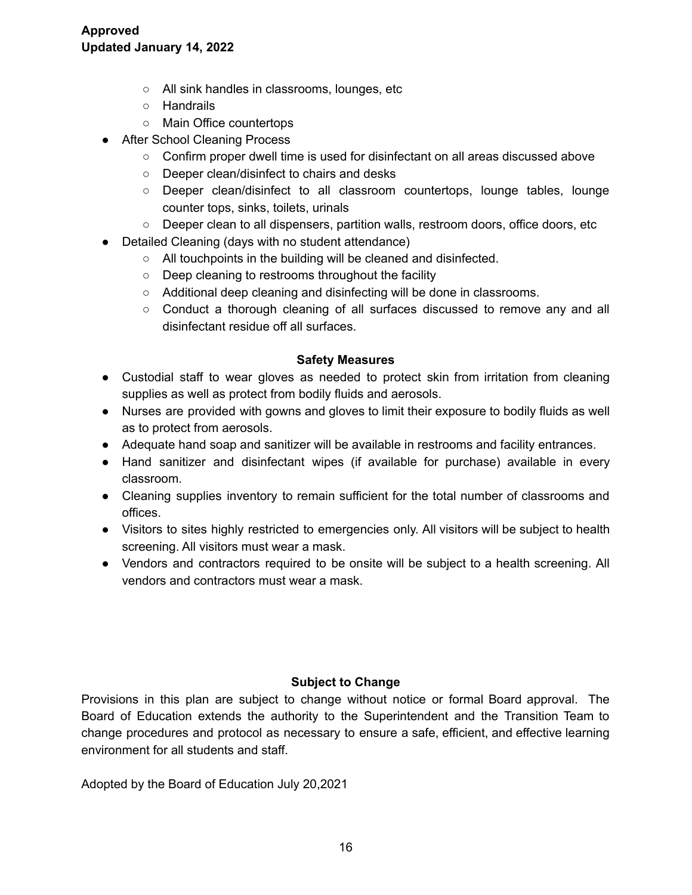**Approved**
**Updated January 14, 2022**

    - All sink handles in classrooms, lounges, etc
    - Handrails
    - Main Office countertops
- After School Cleaning Process
    - Confirm proper dwell time is used for disinfectant on all areas discussed above
    - Deeper clean/disinfect to chairs and desks
    - Deeper clean/disinfect to all classroom countertops, lounge tables, lounge counter tops, sinks, toilets, urinals
    - Deeper clean to all dispensers, partition walls, restroom doors, office doors, etc
- Detailed Cleaning (days with no student attendance)
    - All touchpoints in the building will be cleaned and disinfected.
    - Deep cleaning to restrooms throughout the facility
    - Additional deep cleaning and disinfecting will be done in classrooms.
    - Conduct a thorough cleaning of all surfaces discussed to remove any and all disinfectant residue off all surfaces.

**Safety Measures**

- Custodial staff to wear gloves as needed to protect skin from irritation from cleaning supplies as well as protect from bodily fluids and aerosols.
- Nurses are provided with gowns and gloves to limit their exposure to bodily fluids as well as to protect from aerosols.
- Adequate hand soap and sanitizer will be available in restrooms and facility entrances.
- Hand sanitizer and disinfectant wipes (if available for purchase) available in every classroom.
- Cleaning supplies inventory to remain sufficient for the total number of classrooms and offices.
- Visitors to sites highly restricted to emergencies only. All visitors will be subject to health screening. All visitors must wear a mask.
- Vendors and contractors required to be onsite will be subject to a health screening. All vendors and contractors must wear a mask.

**Subject to Change**

Provisions in this plan are subject to change without notice or formal Board approval. The Board of Education extends the authority to the Superintendent and the Transition Team to change procedures and protocol as necessary to ensure a safe, efficient, and effective learning environment for all students and staff.

Adopted by the Board of Education July 20,2021